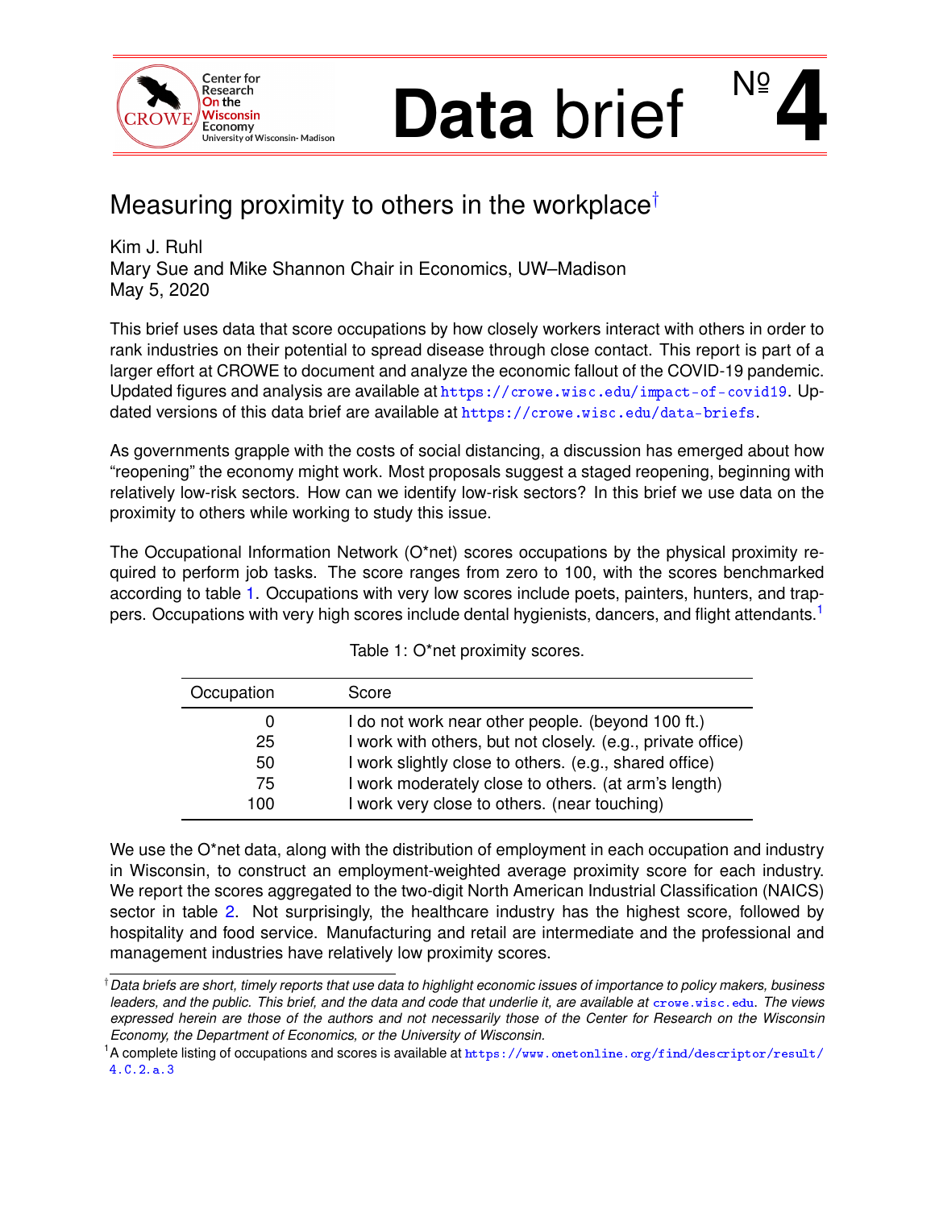# Data brief №4

Center for Research On the Wisconsin Economy, University of Wisconsin-Madison (CROWE)

## Measuring proximity to others in the workplace[†]

Kim J. Ruhl
Mary Sue and Mike Shannon Chair in Economics, UW–Madison
May 5, 2020

This brief uses data that score occupations by how closely workers interact with others in order to rank industries on their potential to spread disease through close contact. This report is part of a larger effort at CROWE to document and analyze the economic fallout of the COVID-19 pandemic. Updated figures and analysis are available at https://crowe.wisc.edu/impact-of-covid19. Updated versions of this data brief are available at https://crowe.wisc.edu/data-briefs.

As governments grapple with the costs of social distancing, a discussion has emerged about how "reopening" the economy might work. Most proposals suggest a staged reopening, beginning with relatively low-risk sectors. How can we identify low-risk sectors? In this brief we use data on the proximity to others while working to study this issue.

The Occupational Information Network (O*net) scores occupations by the physical proximity required to perform job tasks. The score ranges from zero to 100, with the scores benchmarked according to table 1. Occupations with very low scores include poets, painters, hunters, and trappers. Occupations with very high scores include dental hygienists, dancers, and flight attendants.[1]

Table 1: O*net proximity scores.

| Occupation | Score |
|---|---|
| 0 | I do not work near other people. (beyond 100 ft.) |
| 25 | I work with others, but not closely. (e.g., private office) |
| 50 | I work slightly close to others. (e.g., shared office) |
| 75 | I work moderately close to others. (at arm's length) |
| 100 | I work very close to others. (near touching) |

We use the O*net data, along with the distribution of employment in each occupation and industry in Wisconsin, to construct an employment-weighted average proximity score for each industry. We report the scores aggregated to the two-digit North American Industrial Classification (NAICS) sector in table 2. Not surprisingly, the healthcare industry has the highest score, followed by hospitality and food service. Manufacturing and retail are intermediate and the professional and management industries have relatively low proximity scores.

---

[†] *Data briefs are short, timely reports that use data to highlight economic issues of importance to policy makers, business leaders, and the public. This brief, and the data and code that underlie it, are available at crowe.wisc.edu. The views expressed herein are those of the authors and not necessarily those of the Center for Research on the Wisconsin Economy, the Department of Economics, or the University of Wisconsin.*

[1] A complete listing of occupations and scores is available at https://www.onetonline.org/find/descriptor/result/4.C.2.a.3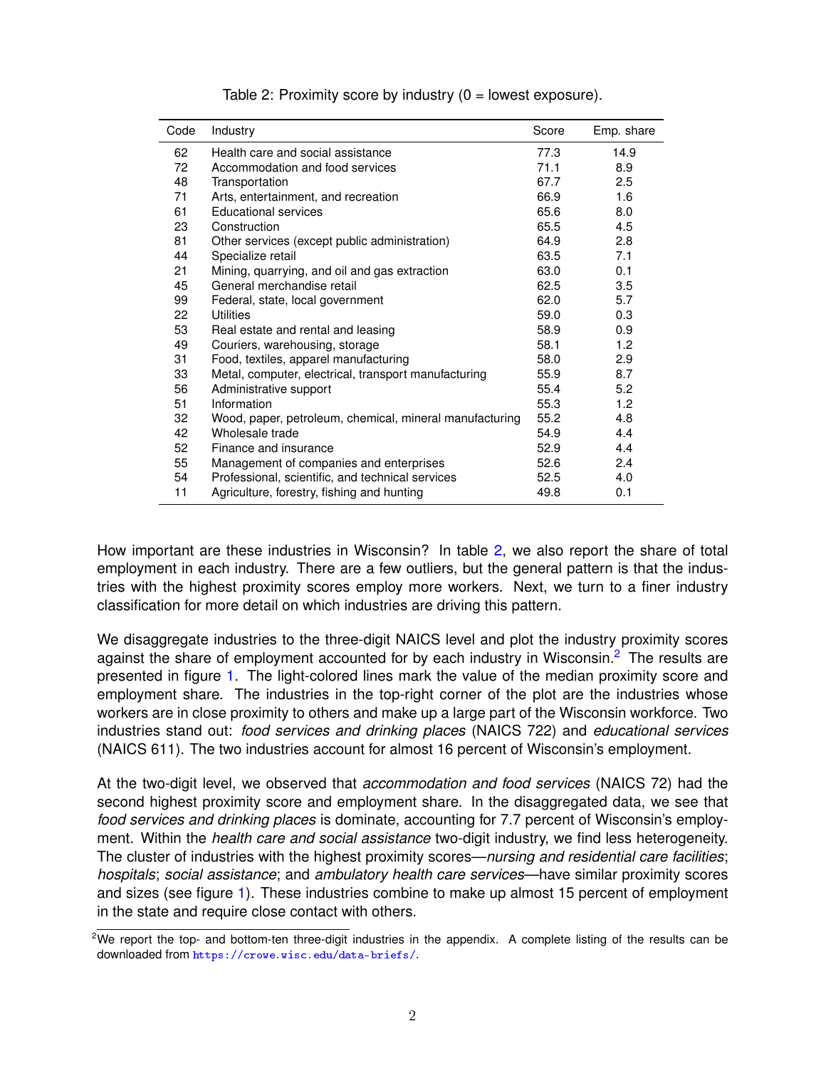Table 2: Proximity score by industry (0 = lowest exposure).

| Code | Industry | Score | Emp. share |
|---|---|---|---|
| 62 | Health care and social assistance | 77.3 | 14.9 |
| 72 | Accommodation and food services | 71.1 | 8.9 |
| 48 | Transportation | 67.7 | 2.5 |
| 71 | Arts, entertainment, and recreation | 66.9 | 1.6 |
| 61 | Educational services | 65.6 | 8.0 |
| 23 | Construction | 65.5 | 4.5 |
| 81 | Other services (except public administration) | 64.9 | 2.8 |
| 44 | Specialize retail | 63.5 | 7.1 |
| 21 | Mining, quarrying, and oil and gas extraction | 63.0 | 0.1 |
| 45 | General merchandise retail | 62.5 | 3.5 |
| 99 | Federal, state, local government | 62.0 | 5.7 |
| 22 | Utilities | 59.0 | 0.3 |
| 53 | Real estate and rental and leasing | 58.9 | 0.9 |
| 49 | Couriers, warehousing, storage | 58.1 | 1.2 |
| 31 | Food, textiles, apparel manufacturing | 58.0 | 2.9 |
| 33 | Metal, computer, electrical, transport manufacturing | 55.9 | 8.7 |
| 56 | Administrative support | 55.4 | 5.2 |
| 51 | Information | 55.3 | 1.2 |
| 32 | Wood, paper, petroleum, chemical, mineral manufacturing | 55.2 | 4.8 |
| 42 | Wholesale trade | 54.9 | 4.4 |
| 52 | Finance and insurance | 52.9 | 4.4 |
| 55 | Management of companies and enterprises | 52.6 | 2.4 |
| 54 | Professional, scientific, and technical services | 52.5 | 4.0 |
| 11 | Agriculture, forestry, fishing and hunting | 49.8 | 0.1 |

How important are these industries in Wisconsin? In table 2, we also report the share of total employment in each industry. There are a few outliers, but the general pattern is that the industries with the highest proximity scores employ more workers. Next, we turn to a finer industry classification for more detail on which industries are driving this pattern.

We disaggregate industries to the three-digit NAICS level and plot the industry proximity scores against the share of employment accounted for by each industry in Wisconsin.[2] The results are presented in figure 1. The light-colored lines mark the value of the median proximity score and employment share. The industries in the top-right corner of the plot are the industries whose workers are in close proximity to others and make up a large part of the Wisconsin workforce. Two industries stand out: *food services and drinking places* (NAICS 722) and *educational services* (NAICS 611). The two industries account for almost 16 percent of Wisconsin's employment.

At the two-digit level, we observed that *accommodation and food services* (NAICS 72) had the second highest proximity score and employment share. In the disaggregated data, we see that *food services and drinking places* is dominate, accounting for 7.7 percent of Wisconsin's employment. Within the *health care and social assistance* two-digit industry, we find less heterogeneity. The cluster of industries with the highest proximity scores—*nursing and residential care facilities*; *hospitals*; *social assistance*; and *ambulatory health care services*—have similar proximity scores and sizes (see figure 1). These industries combine to make up almost 15 percent of employment in the state and require close contact with others.

[2] We report the top- and bottom-ten three-digit industries in the appendix. A complete listing of the results can be downloaded from https://crowe.wisc.edu/data-briefs/.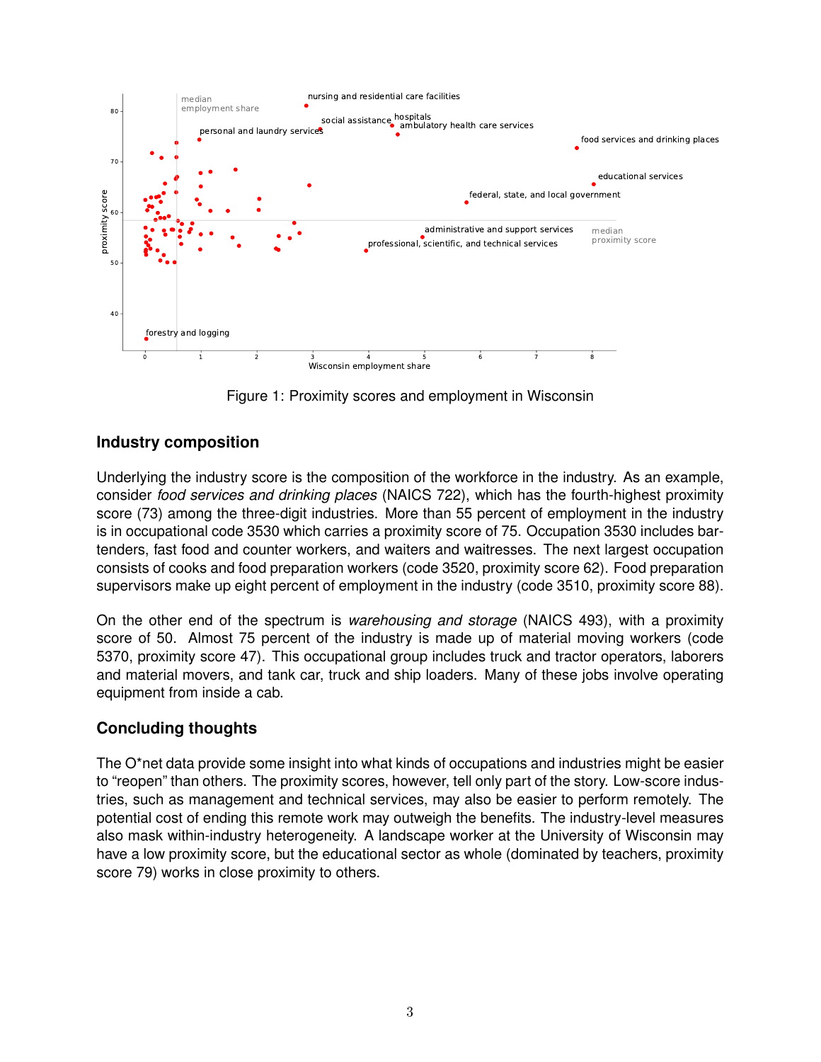Figure 1: Proximity scores and employment in Wisconsin

## Industry composition

Underlying the industry score is the composition of the workforce in the industry. As an example, consider *food services and drinking places* (NAICS 722), which has the fourth-highest proximity score (73) among the three-digit industries. More than 55 percent of employment in the industry is in occupational code 3530 which carries a proximity score of 75. Occupation 3530 includes bartenders, fast food and counter workers, and waiters and waitresses. The next largest occupation consists of cooks and food preparation workers (code 3520, proximity score 62). Food preparation supervisors make up eight percent of employment in the industry (code 3510, proximity score 88).

On the other end of the spectrum is *warehousing and storage* (NAICS 493), with a proximity score of 50. Almost 75 percent of the industry is made up of material moving workers (code 5370, proximity score 47). This occupational group includes truck and tractor operators, laborers and material movers, and tank car, truck and ship loaders. Many of these jobs involve operating equipment from inside a cab.

## Concluding thoughts

The O*net data provide some insight into what kinds of occupations and industries might be easier to "reopen" than others. The proximity scores, however, tell only part of the story. Low-score industries, such as management and technical services, may also be easier to perform remotely. The potential cost of ending this remote work may outweigh the benefits. The industry-level measures also mask within-industry heterogeneity. A landscape worker at the University of Wisconsin may have a low proximity score, but the educational sector as whole (dominated by teachers, proximity score 79) works in close proximity to others.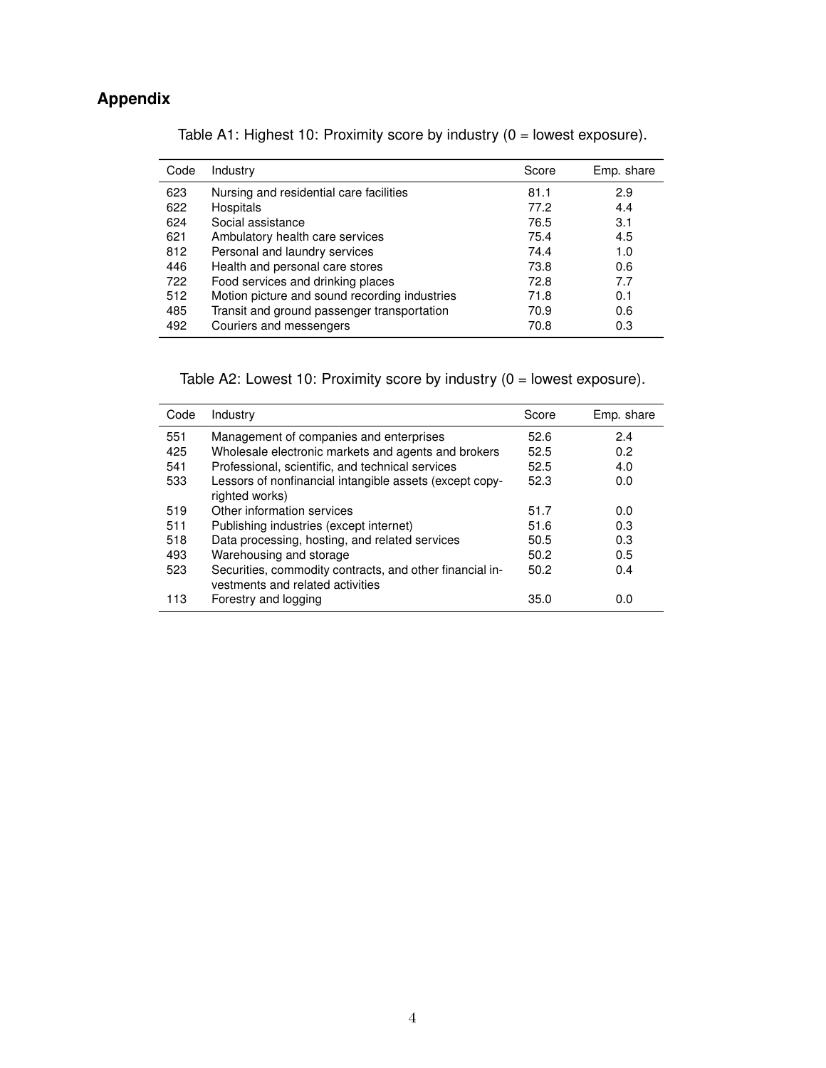## Appendix

Table A1: Highest 10: Proximity score by industry (0 = lowest exposure).

| Code | Industry | Score | Emp. share |
|---|---|---|---|
| 623 | Nursing and residential care facilities | 81.1 | 2.9 |
| 622 | Hospitals | 77.2 | 4.4 |
| 624 | Social assistance | 76.5 | 3.1 |
| 621 | Ambulatory health care services | 75.4 | 4.5 |
| 812 | Personal and laundry services | 74.4 | 1.0 |
| 446 | Health and personal care stores | 73.8 | 0.6 |
| 722 | Food services and drinking places | 72.8 | 7.7 |
| 512 | Motion picture and sound recording industries | 71.8 | 0.1 |
| 485 | Transit and ground passenger transportation | 70.9 | 0.6 |
| 492 | Couriers and messengers | 70.8 | 0.3 |

Table A2: Lowest 10: Proximity score by industry (0 = lowest exposure).

| Code | Industry | Score | Emp. share |
|---|---|---|---|
| 551 | Management of companies and enterprises | 52.6 | 2.4 |
| 425 | Wholesale electronic markets and agents and brokers | 52.5 | 0.2 |
| 541 | Professional, scientific, and technical services | 52.5 | 4.0 |
| 533 | Lessors of nonfinancial intangible assets (except copyrighted works) | 52.3 | 0.0 |
| 519 | Other information services | 51.7 | 0.0 |
| 511 | Publishing industries (except internet) | 51.6 | 0.3 |
| 518 | Data processing, hosting, and related services | 50.5 | 0.3 |
| 493 | Warehousing and storage | 50.2 | 0.5 |
| 523 | Securities, commodity contracts, and other financial investments and related activities | 50.2 | 0.4 |
| 113 | Forestry and logging | 35.0 | 0.0 |